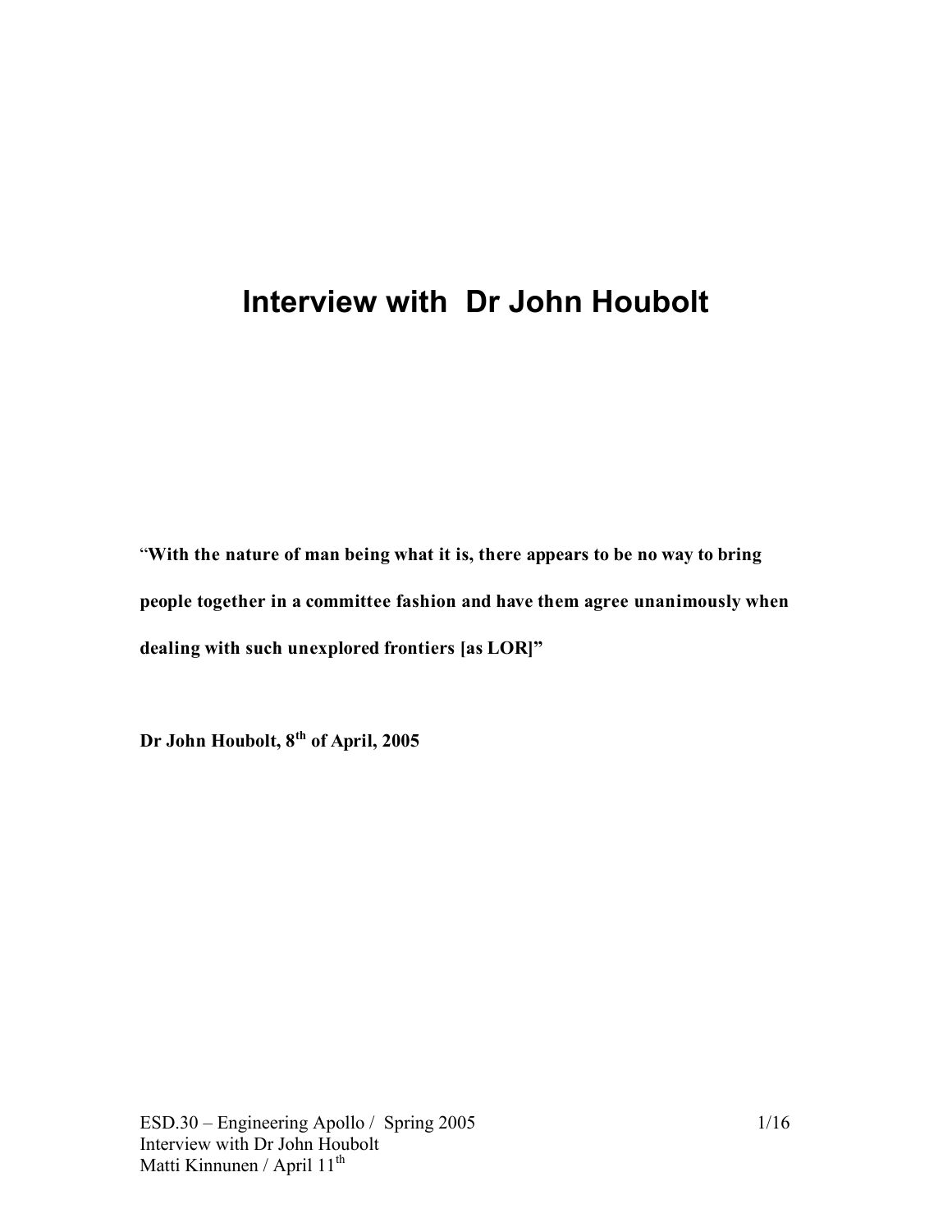# Interview with Dr John Houbolt

**"With the nature of man being what it is, there appears to be no way to bring people together in a committee fashion and have them agree unanimously when dealing with such unexplored frontiers [as LOR]"**

**Dr John Houbolt, 8th of April, 2005**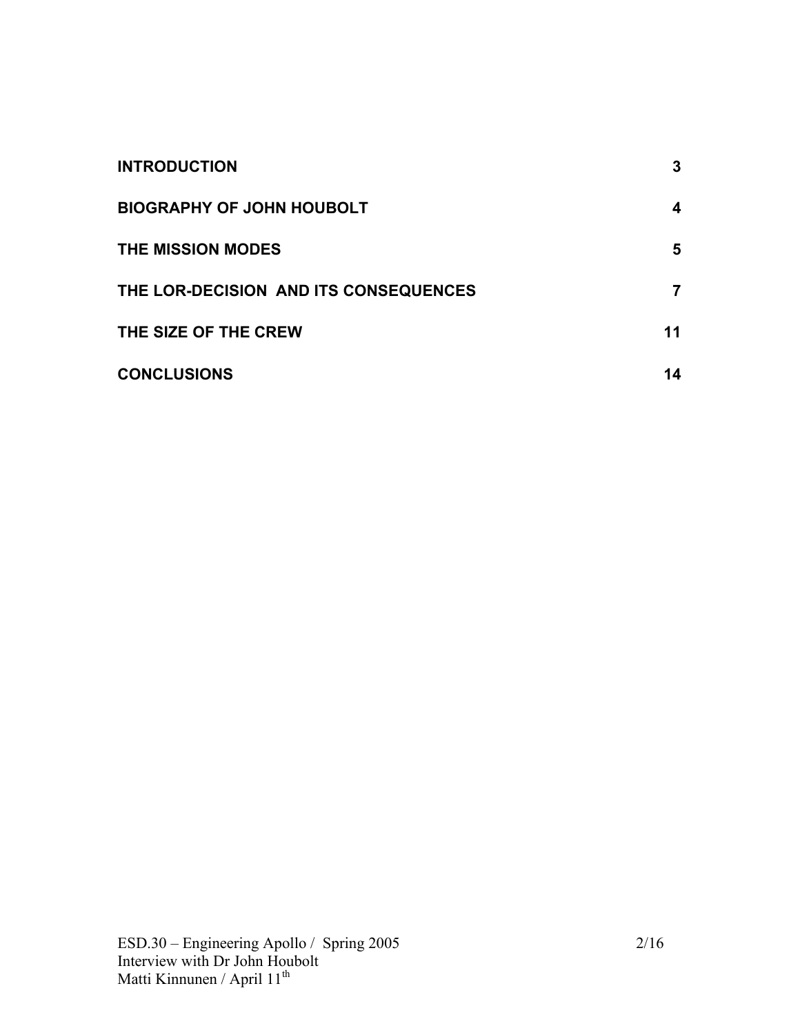| | |
|---|---|
| **INTRODUCTION** | **3** |
| **BIOGRAPHY OF JOHN HOUBOLT** | **4** |
| **THE MISSION MODES** | **5** |
| **THE LOR-DECISION AND ITS CONSEQUENCES** | **7** |
| **THE SIZE OF THE CREW** | **11** |
| **CONCLUSIONS** | **14** |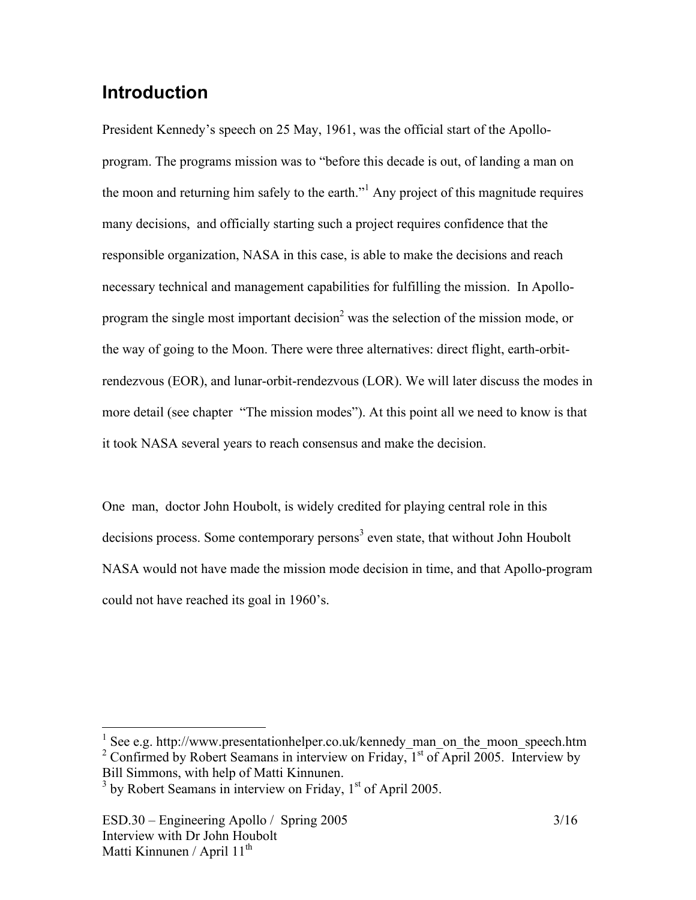## Introduction

President Kennedy's speech on 25 May, 1961, was the official start of the Apollo-program. The programs mission was to "before this decade is out, of landing a man on the moon and returning him safely to the earth."[1] Any project of this magnitude requires many decisions, and officially starting such a project requires confidence that the responsible organization, NASA in this case, is able to make the decisions and reach necessary technical and management capabilities for fulfilling the mission. In Apollo-program the single most important decision[2] was the selection of the mission mode, or the way of going to the Moon. There were three alternatives: direct flight, earth-orbit-rendezvous (EOR), and lunar-orbit-rendezvous (LOR). We will later discuss the modes in more detail (see chapter "The mission modes"). At this point all we need to know is that it took NASA several years to reach consensus and make the decision.

One man, doctor John Houbolt, is widely credited for playing central role in this decisions process. Some contemporary persons[3] even state, that without John Houbolt NASA would not have made the mission mode decision in time, and that Apollo-program could not have reached its goal in 1960's.

---

[1] See e.g. http://www.presentationhelper.co.uk/kennedy_man_on_the_moon_speech.htm

[2] Confirmed by Robert Seamans in interview on Friday, 1st of April 2005. Interview by Bill Simmons, with help of Matti Kinnunen.

[3] by Robert Seamans in interview on Friday, 1st of April 2005.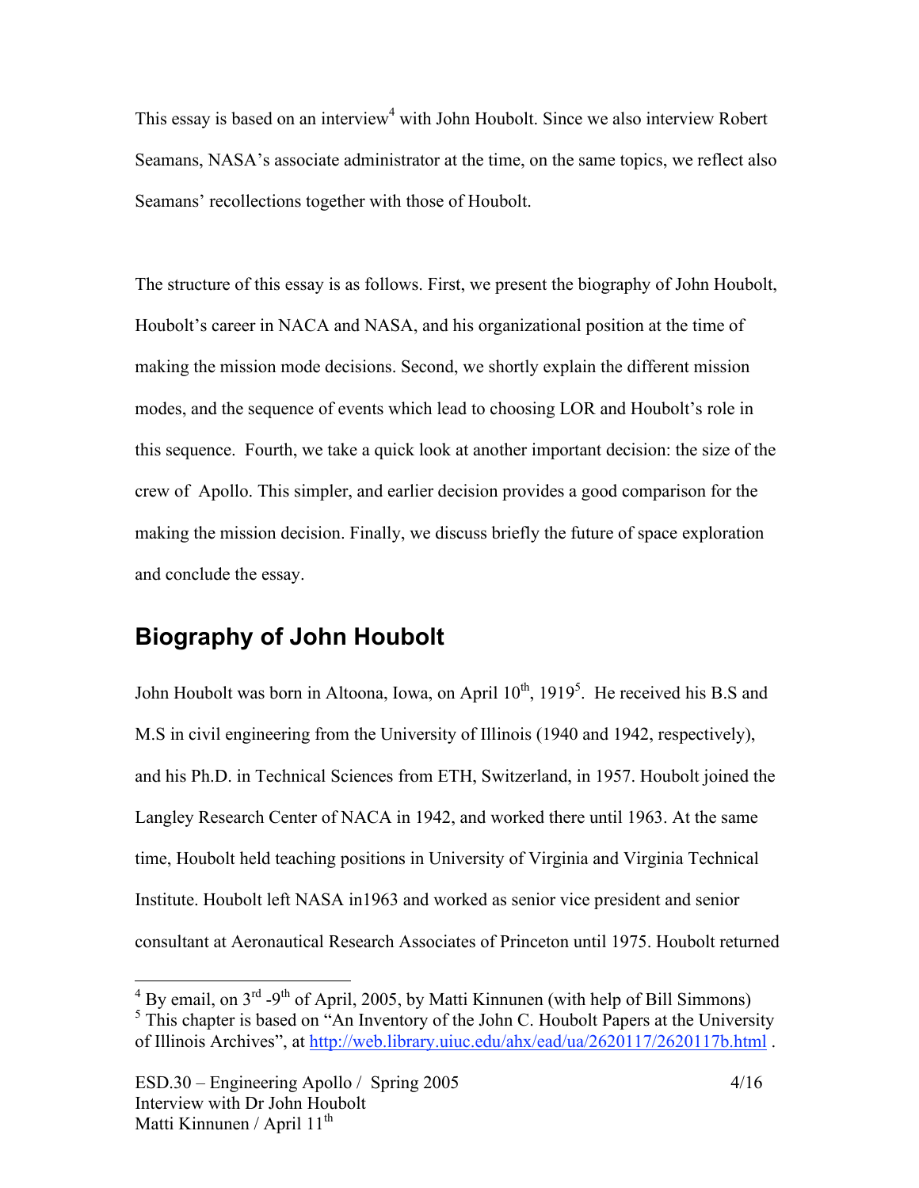This essay is based on an interview[4] with John Houbolt. Since we also interview Robert Seamans, NASA's associate administrator at the time, on the same topics, we reflect also Seamans' recollections together with those of Houbolt.

The structure of this essay is as follows. First, we present the biography of John Houbolt, Houbolt's career in NACA and NASA, and his organizational position at the time of making the mission mode decisions. Second, we shortly explain the different mission modes, and the sequence of events which lead to choosing LOR and Houbolt's role in this sequence. Fourth, we take a quick look at another important decision: the size of the crew of Apollo. This simpler, and earlier decision provides a good comparison for the making the mission decision. Finally, we discuss briefly the future of space exploration and conclude the essay.

## Biography of John Houbolt

John Houbolt was born in Altoona, Iowa, on April 10th, 1919[5]. He received his B.S and M.S in civil engineering from the University of Illinois (1940 and 1942, respectively), and his Ph.D. in Technical Sciences from ETH, Switzerland, in 1957. Houbolt joined the Langley Research Center of NACA in 1942, and worked there until 1963. At the same time, Houbolt held teaching positions in University of Virginia and Virginia Technical Institute. Houbolt left NASA in1963 and worked as senior vice president and senior consultant at Aeronautical Research Associates of Princeton until 1975. Houbolt returned

---

[4] By email, on 3rd -9th of April, 2005, by Matti Kinnunen (with help of Bill Simmons)

[5] This chapter is based on "An Inventory of the John C. Houbolt Papers at the University of Illinois Archives", at http://web.library.uiuc.edu/ahx/ead/ua/2620117/2620117b.html .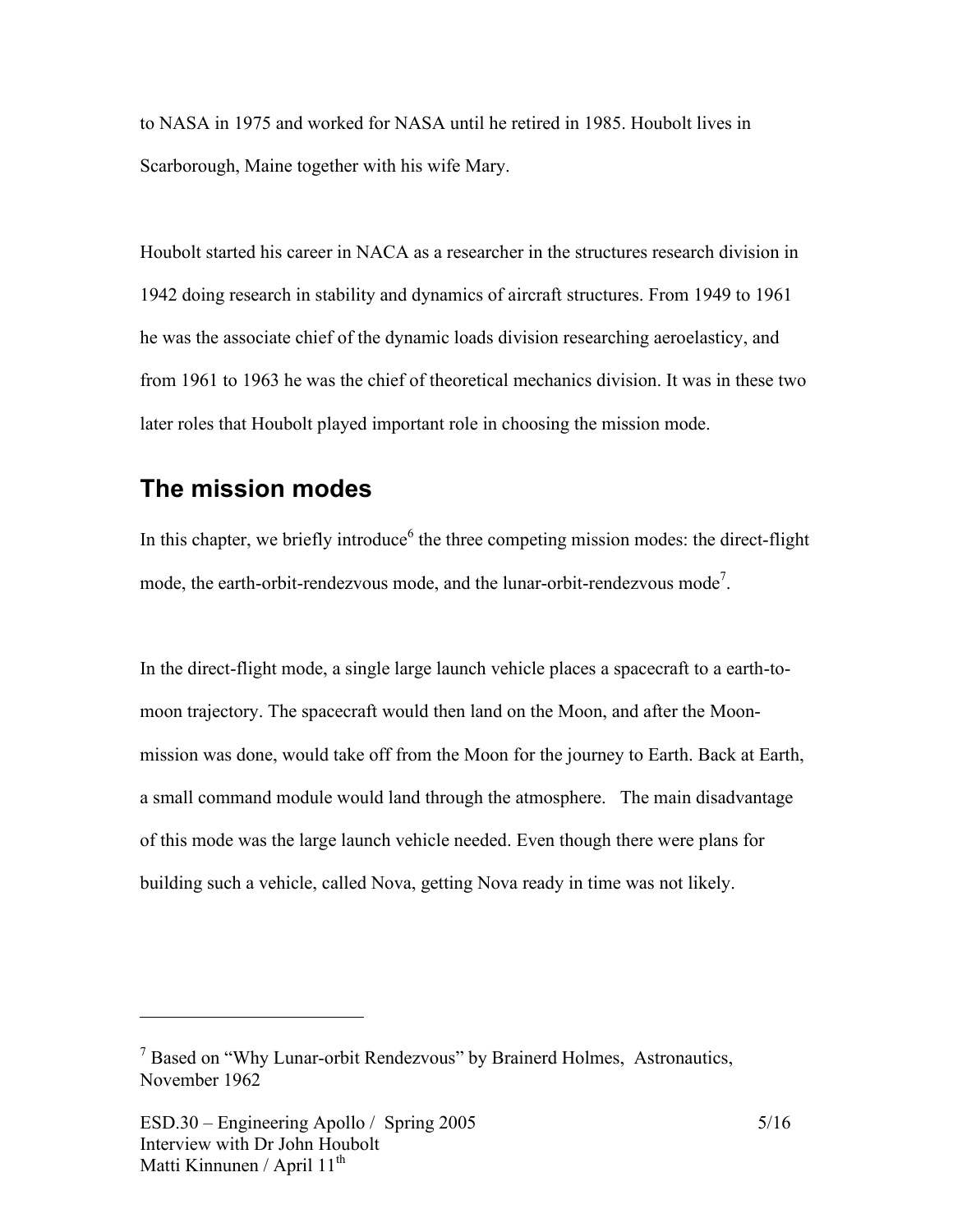to NASA in 1975 and worked for NASA until he retired in 1985. Houbolt lives in Scarborough, Maine together with his wife Mary.

Houbolt started his career in NACA as a researcher in the structures research division in 1942 doing research in stability and dynamics of aircraft structures. From 1949 to 1961 he was the associate chief of the dynamic loads division researching aeroelasticy, and from 1961 to 1963 he was the chief of theoretical mechanics division. It was in these two later roles that Houbolt played important role in choosing the mission mode.

## The mission modes

In this chapter, we briefly introduce[6] the three competing mission modes: the direct-flight mode, the earth-orbit-rendezvous mode, and the lunar-orbit-rendezvous mode[7].

In the direct-flight mode, a single large launch vehicle places a spacecraft to a earth-to-moon trajectory. The spacecraft would then land on the Moon, and after the Moon-mission was done, would take off from the Moon for the journey to Earth. Back at Earth, a small command module would land through the atmosphere. The main disadvantage of this mode was the large launch vehicle needed. Even though there were plans for building such a vehicle, called Nova, getting Nova ready in time was not likely.

---

[7] Based on "Why Lunar-orbit Rendezvous" by Brainerd Holmes, Astronautics, November 1962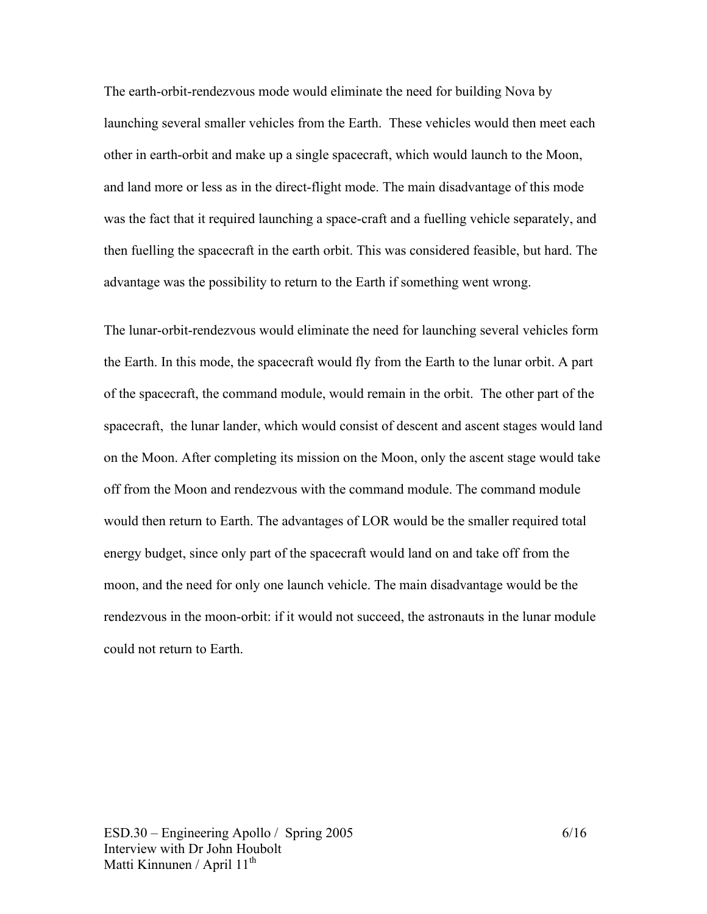The earth-orbit-rendezvous mode would eliminate the need for building Nova by launching several smaller vehicles from the Earth. These vehicles would then meet each other in earth-orbit and make up a single spacecraft, which would launch to the Moon, and land more or less as in the direct-flight mode. The main disadvantage of this mode was the fact that it required launching a space-craft and a fuelling vehicle separately, and then fuelling the spacecraft in the earth orbit. This was considered feasible, but hard. The advantage was the possibility to return to the Earth if something went wrong.

The lunar-orbit-rendezvous would eliminate the need for launching several vehicles form the Earth. In this mode, the spacecraft would fly from the Earth to the lunar orbit. A part of the spacecraft, the command module, would remain in the orbit. The other part of the spacecraft, the lunar lander, which would consist of descent and ascent stages would land on the Moon. After completing its mission on the Moon, only the ascent stage would take off from the Moon and rendezvous with the command module. The command module would then return to Earth. The advantages of LOR would be the smaller required total energy budget, since only part of the spacecraft would land on and take off from the moon, and the need for only one launch vehicle. The main disadvantage would be the rendezvous in the moon-orbit: if it would not succeed, the astronauts in the lunar module could not return to Earth.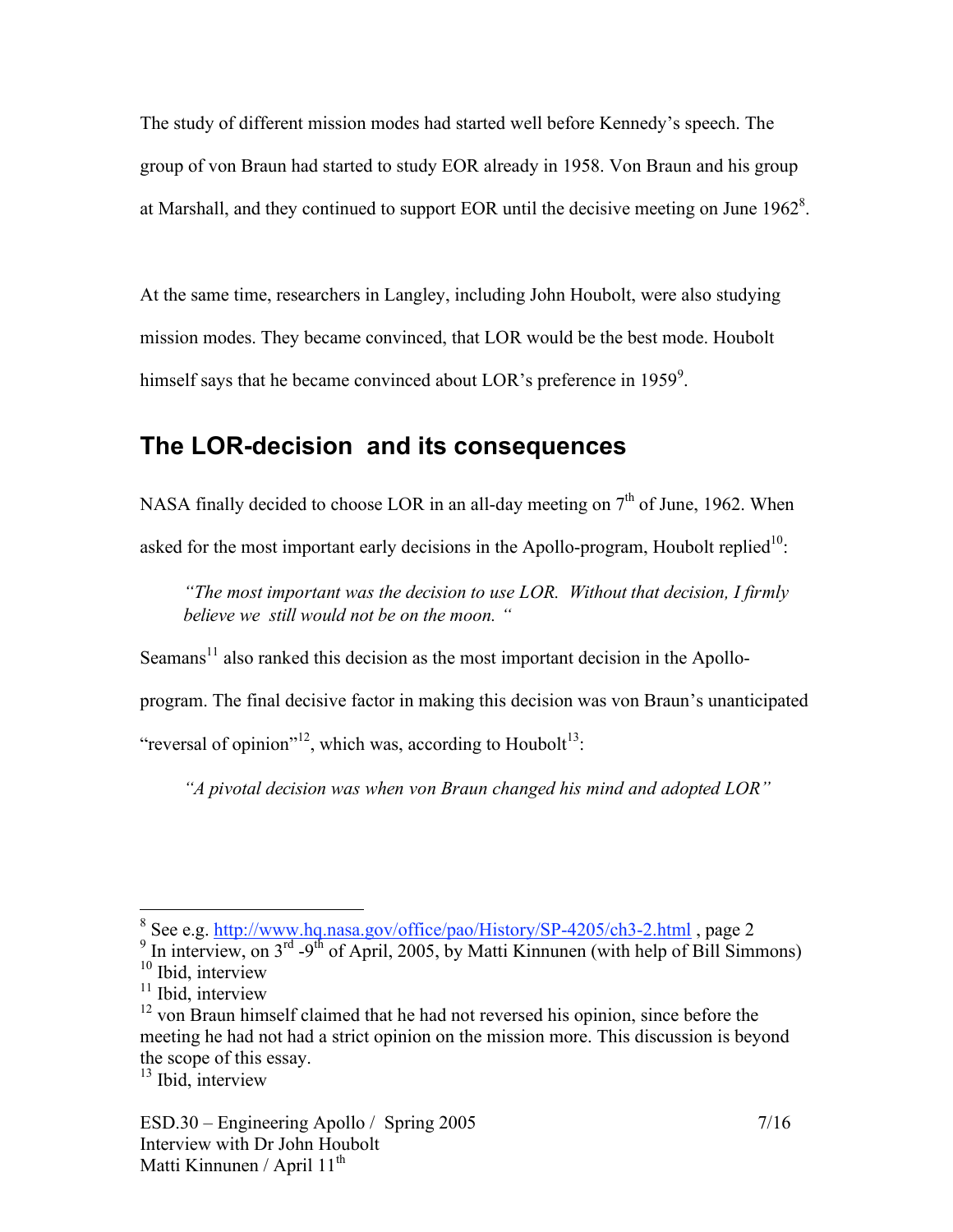The study of different mission modes had started well before Kennedy's speech. The group of von Braun had started to study EOR already in 1958. Von Braun and his group at Marshall, and they continued to support EOR until the decisive meeting on June 1962[8].

At the same time, researchers in Langley, including John Houbolt, were also studying mission modes. They became convinced, that LOR would be the best mode. Houbolt himself says that he became convinced about LOR's preference in 1959[9].

## The LOR-decision and its consequences

NASA finally decided to choose LOR in an all-day meeting on 7th of June, 1962. When asked for the most important early decisions in the Apollo-program, Houbolt replied[10]:

> *"The most important was the decision to use LOR. Without that decision, I firmly believe we still would not be on the moon. "*

Seamans[11] also ranked this decision as the most important decision in the Apollo-program. The final decisive factor in making this decision was von Braun's unanticipated "reversal of opinion"[12], which was, according to Houbolt[13]:

> *"A pivotal decision was when von Braun changed his mind and adopted LOR"*

---

[8] See e.g. http://www.hq.nasa.gov/office/pao/History/SP-4205/ch3-2.html , page 2

[9] In interview, on 3rd -9th of April, 2005, by Matti Kinnunen (with help of Bill Simmons)

[10] Ibid, interview

[11] Ibid, interview

[12] von Braun himself claimed that he had not reversed his opinion, since before the meeting he had not had a strict opinion on the mission more. This discussion is beyond the scope of this essay.

[13] Ibid, interview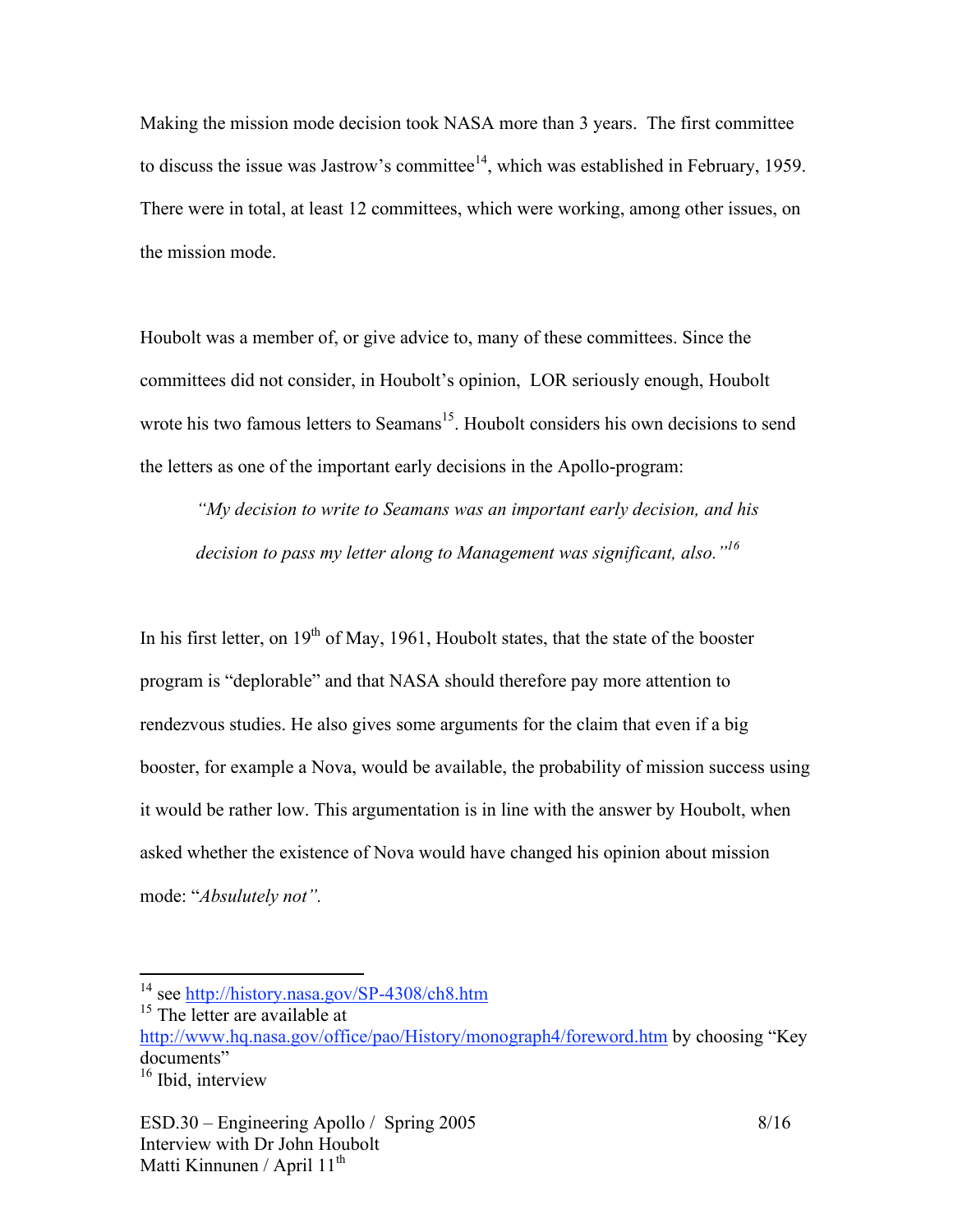Making the mission mode decision took NASA more than 3 years. The first committee to discuss the issue was Jastrow's committee[14], which was established in February, 1959. There were in total, at least 12 committees, which were working, among other issues, on the mission mode.

Houbolt was a member of, or give advice to, many of these committees. Since the committees did not consider, in Houbolt's opinion, LOR seriously enough, Houbolt wrote his two famous letters to Seamans[15]. Houbolt considers his own decisions to send the letters as one of the important early decisions in the Apollo-program:

> *"My decision to write to Seamans was an important early decision, and his decision to pass my letter along to Management was significant, also."*[16]

In his first letter, on 19th of May, 1961, Houbolt states, that the state of the booster program is "deplorable" and that NASA should therefore pay more attention to rendezvous studies. He also gives some arguments for the claim that even if a big booster, for example a Nova, would be available, the probability of mission success using it would be rather low. This argumentation is in line with the answer by Houbolt, when asked whether the existence of Nova would have changed his opinion about mission mode: "*Absulutely not".*

---

[14] see http://history.nasa.gov/SP-4308/ch8.htm

[15] The letter are available at http://www.hq.nasa.gov/office/pao/History/monograph4/foreword.htm by choosing "Key documents"

[16] Ibid, interview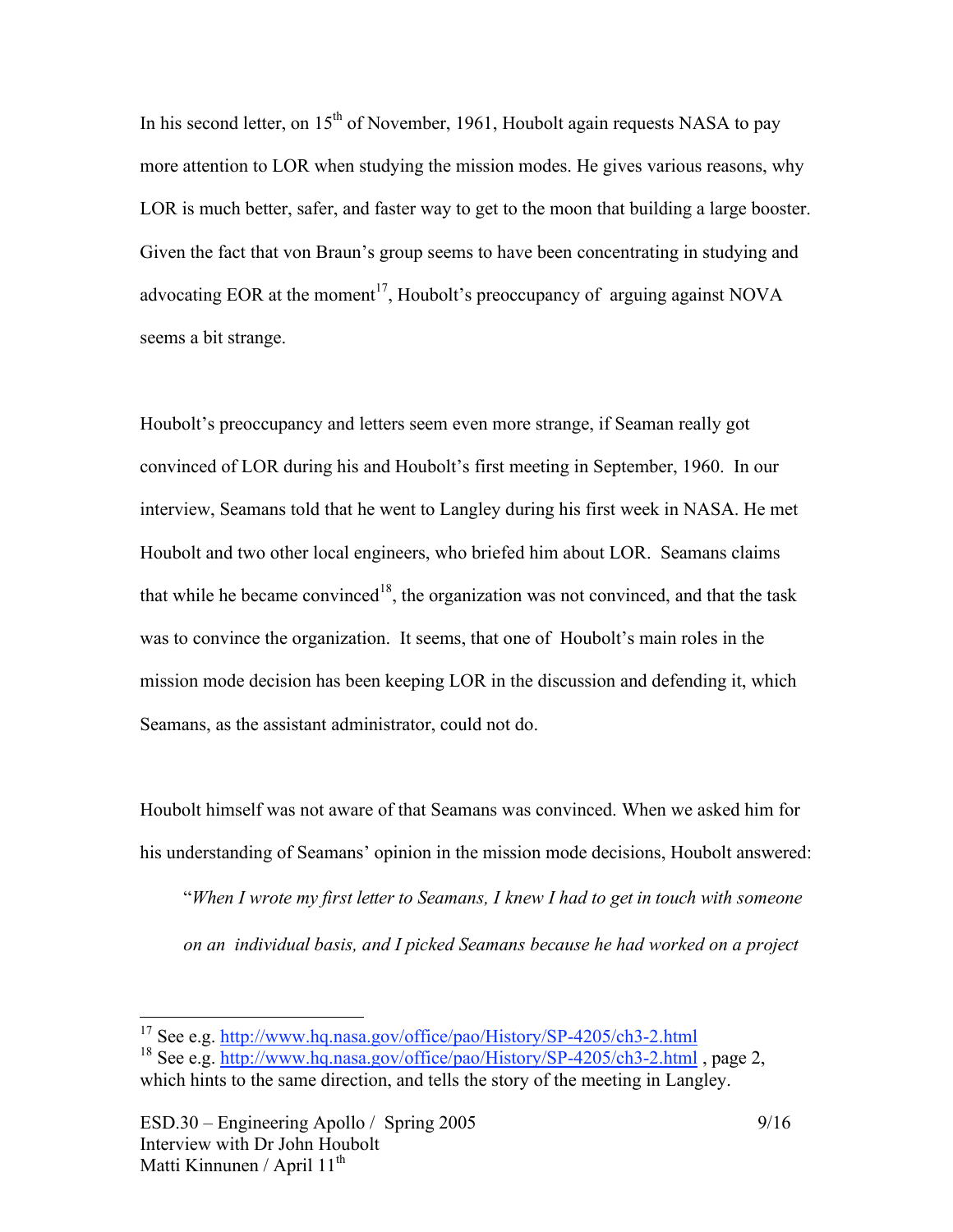In his second letter, on 15th of November, 1961, Houbolt again requests NASA to pay more attention to LOR when studying the mission modes. He gives various reasons, why LOR is much better, safer, and faster way to get to the moon that building a large booster. Given the fact that von Braun's group seems to have been concentrating in studying and advocating EOR at the moment[17], Houbolt's preoccupancy of arguing against NOVA seems a bit strange.

Houbolt's preoccupancy and letters seem even more strange, if Seaman really got convinced of LOR during his and Houbolt's first meeting in September, 1960. In our interview, Seamans told that he went to Langley during his first week in NASA. He met Houbolt and two other local engineers, who briefed him about LOR. Seamans claims that while he became convinced[18], the organization was not convinced, and that the task was to convince the organization. It seems, that one of Houbolt's main roles in the mission mode decision has been keeping LOR in the discussion and defending it, which Seamans, as the assistant administrator, could not do.

Houbolt himself was not aware of that Seamans was convinced. When we asked him for his understanding of Seamans' opinion in the mission mode decisions, Houbolt answered:

> "*When I wrote my first letter to Seamans, I knew I had to get in touch with someone on an individual basis, and I picked Seamans because he had worked on a project*

[17] See e.g. http://www.hq.nasa.gov/office/pao/History/SP-4205/ch3-2.html

[18] See e.g. http://www.hq.nasa.gov/office/pao/History/SP-4205/ch3-2.html , page 2, which hints to the same direction, and tells the story of the meeting in Langley.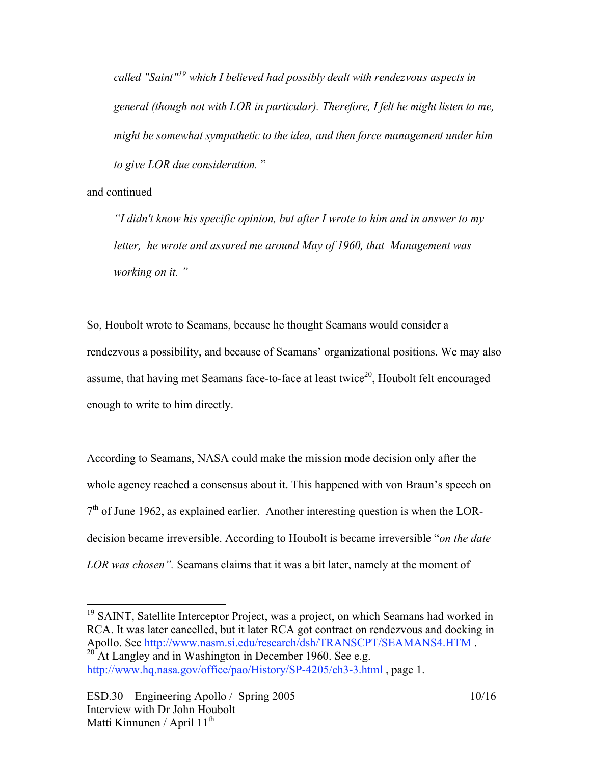> *called "Saint"[19] which I believed had possibly dealt with rendezvous aspects in general (though not with LOR in particular). Therefore, I felt he might listen to me, might be somewhat sympathetic to the idea, and then force management under him to give LOR due consideration.* "

and continued

> *"I didn't know his specific opinion, but after I wrote to him and in answer to my letter, he wrote and assured me around May of 1960, that Management was working on it. "*

So, Houbolt wrote to Seamans, because he thought Seamans would consider a rendezvous a possibility, and because of Seamans' organizational positions. We may also assume, that having met Seamans face-to-face at least twice[20], Houbolt felt encouraged enough to write to him directly.

According to Seamans, NASA could make the mission mode decision only after the whole agency reached a consensus about it. This happened with von Braun's speech on 7th of June 1962, as explained earlier. Another interesting question is when the LOR-decision became irreversible. According to Houbolt is became irreversible "*on the date LOR was chosen".* Seamans claims that it was a bit later, namely at the moment of

---

[19] SAINT, Satellite Interceptor Project, was a project, on which Seamans had worked in RCA. It was later cancelled, but it later RCA got contract on rendezvous and docking in Apollo. See http://www.nasm.si.edu/research/dsh/TRANSCPT/SEAMANS4.HTM .

[20] At Langley and in Washington in December 1960. See e.g. http://www.hq.nasa.gov/office/pao/History/SP-4205/ch3-3.html , page 1.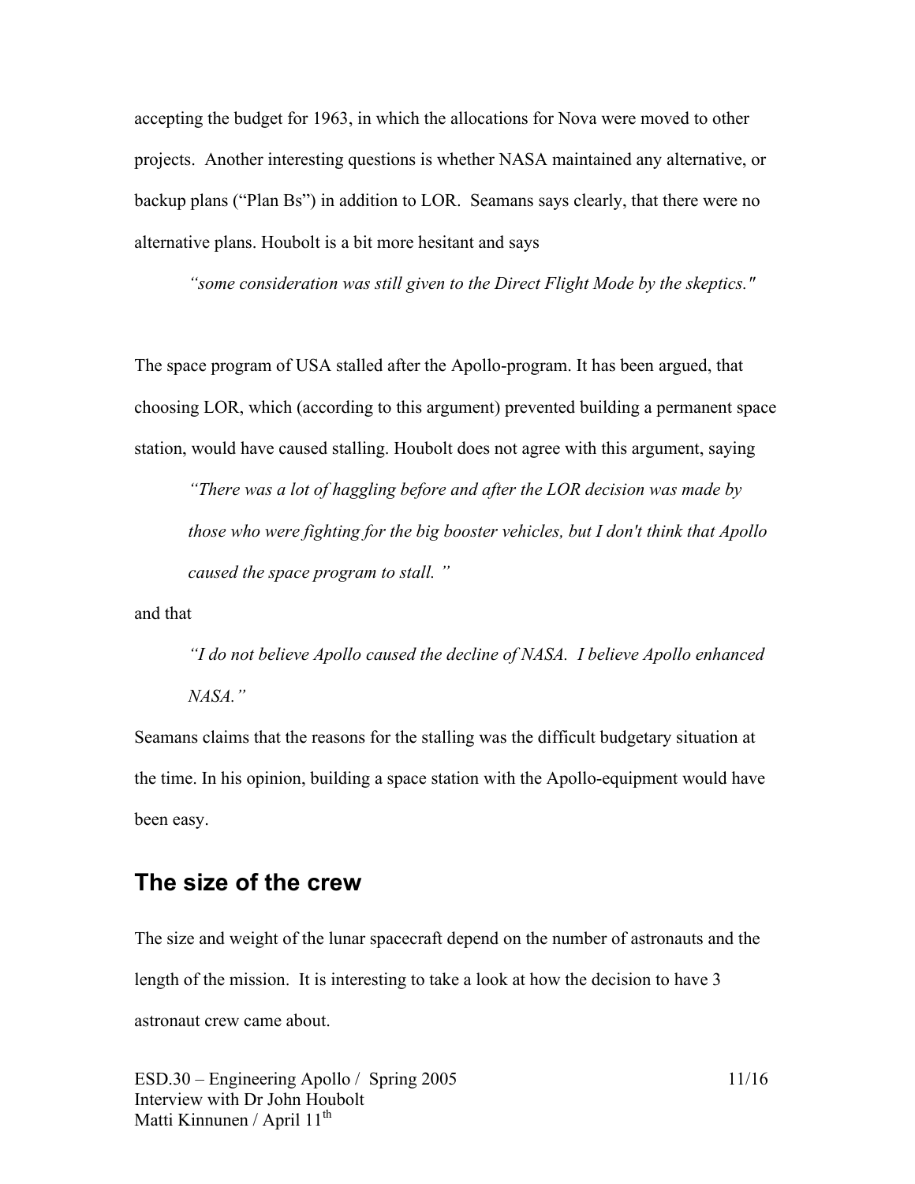accepting the budget for 1963, in which the allocations for Nova were moved to other projects. Another interesting questions is whether NASA maintained any alternative, or backup plans ("Plan Bs") in addition to LOR. Seamans says clearly, that there were no alternative plans. Houbolt is a bit more hesitant and says

> *"some consideration was still given to the Direct Flight Mode by the skeptics."*

The space program of USA stalled after the Apollo-program. It has been argued, that choosing LOR, which (according to this argument) prevented building a permanent space station, would have caused stalling. Houbolt does not agree with this argument, saying

> *"There was a lot of haggling before and after the LOR decision was made by those who were fighting for the big booster vehicles, but I don't think that Apollo caused the space program to stall. "*

and that

> *"I do not believe Apollo caused the decline of NASA. I believe Apollo enhanced NASA."*

Seamans claims that the reasons for the stalling was the difficult budgetary situation at the time. In his opinion, building a space station with the Apollo-equipment would have been easy.

## The size of the crew

The size and weight of the lunar spacecraft depend on the number of astronauts and the length of the mission. It is interesting to take a look at how the decision to have 3 astronaut crew came about.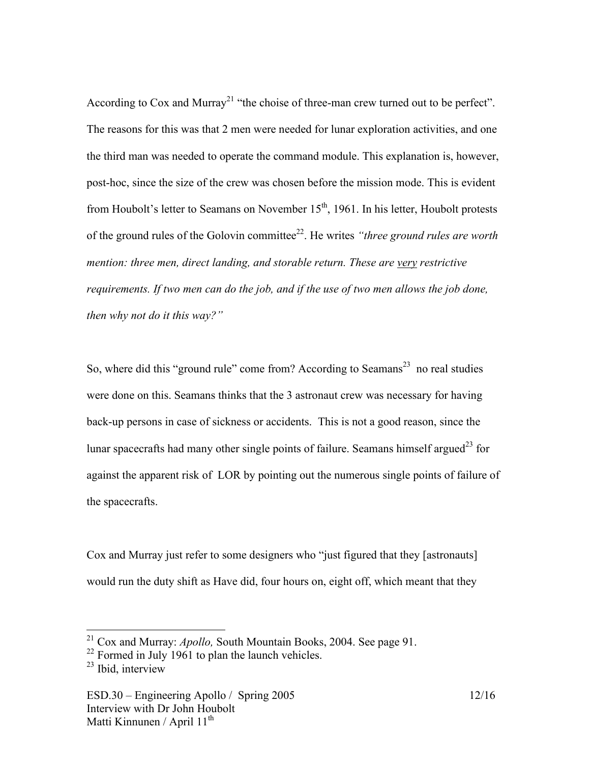According to Cox and Murray[21] "the choise of three-man crew turned out to be perfect". The reasons for this was that 2 men were needed for lunar exploration activities, and one the third man was needed to operate the command module. This explanation is, however, post-hoc, since the size of the crew was chosen before the mission mode. This is evident from Houbolt's letter to Seamans on November 15th, 1961. In his letter, Houbolt protests of the ground rules of the Golovin committee[22]. He writes *"three ground rules are worth mention: three men, direct landing, and storable return. These are <u>very</u> restrictive requirements. If two men can do the job, and if the use of two men allows the job done, then why not do it this way?"*

So, where did this "ground rule" come from? According to Seamans[23] no real studies were done on this. Seamans thinks that the 3 astronaut crew was necessary for having back-up persons in case of sickness or accidents. This is not a good reason, since the lunar spacecrafts had many other single points of failure. Seamans himself argued[23] for against the apparent risk of LOR by pointing out the numerous single points of failure of the spacecrafts.

Cox and Murray just refer to some designers who "just figured that they [astronauts] would run the duty shift as Have did, four hours on, eight off, which meant that they

---

[21] Cox and Murray: *Apollo,* South Mountain Books, 2004. See page 91.
[22] Formed in July 1961 to plan the launch vehicles.
[23] Ibid, interview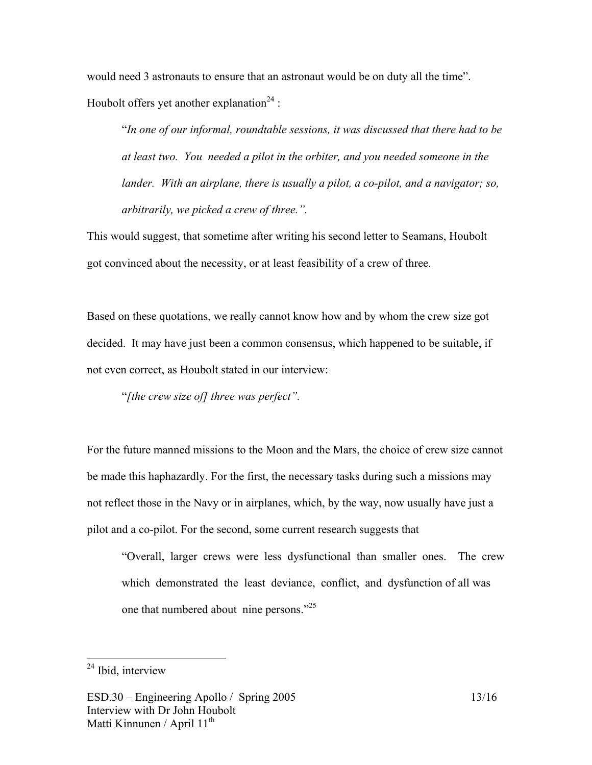would need 3 astronauts to ensure that an astronaut would be on duty all the time".
Houbolt offers yet another explanation[24] :

> "*In one of our informal, roundtable sessions, it was discussed that there had to be at least two. You needed a pilot in the orbiter, and you needed someone in the lander. With an airplane, there is usually a pilot, a co-pilot, and a navigator; so, arbitrarily, we picked a crew of three.".*

This would suggest, that sometime after writing his second letter to Seamans, Houbolt got convinced about the necessity, or at least feasibility of a crew of three.

Based on these quotations, we really cannot know how and by whom the crew size got decided. It may have just been a common consensus, which happened to be suitable, if not even correct, as Houbolt stated in our interview:

> "*[the crew size of] three was perfect".*

For the future manned missions to the Moon and the Mars, the choice of crew size cannot be made this haphazardly. For the first, the necessary tasks during such a missions may not reflect those in the Navy or in airplanes, which, by the way, now usually have just a pilot and a co-pilot. For the second, some current research suggests that

> "Overall, larger crews were less dysfunctional than smaller ones. The crew which demonstrated the least deviance, conflict, and dysfunction of all was one that numbered about nine persons."[25]

---

[24] Ibid, interview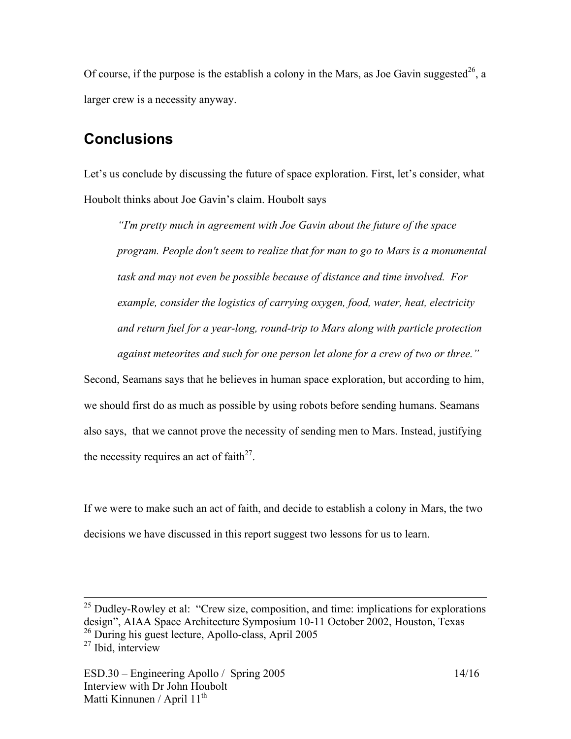Of course, if the purpose is the establish a colony in the Mars, as Joe Gavin suggested[26], a larger crew is a necessity anyway.

## Conclusions

Let's us conclude by discussing the future of space exploration. First, let's consider, what Houbolt thinks about Joe Gavin's claim. Houbolt says

> *"I'm pretty much in agreement with Joe Gavin about the future of the space program. People don't seem to realize that for man to go to Mars is a monumental task and may not even be possible because of distance and time involved. For example, consider the logistics of carrying oxygen, food, water, heat, electricity and return fuel for a year-long, round-trip to Mars along with particle protection against meteorites and such for one person let alone for a crew of two or three."*

Second, Seamans says that he believes in human space exploration, but according to him, we should first do as much as possible by using robots before sending humans. Seamans also says, that we cannot prove the necessity of sending men to Mars. Instead, justifying the necessity requires an act of faith[27].

If we were to make such an act of faith, and decide to establish a colony in Mars, the two decisions we have discussed in this report suggest two lessons for us to learn.

---

[25] Dudley-Rowley et al: "Crew size, composition, and time: implications for explorations design", AIAA Space Architecture Symposium 10-11 October 2002, Houston, Texas

[26] During his guest lecture, Apollo-class, April 2005

[27] Ibid, interview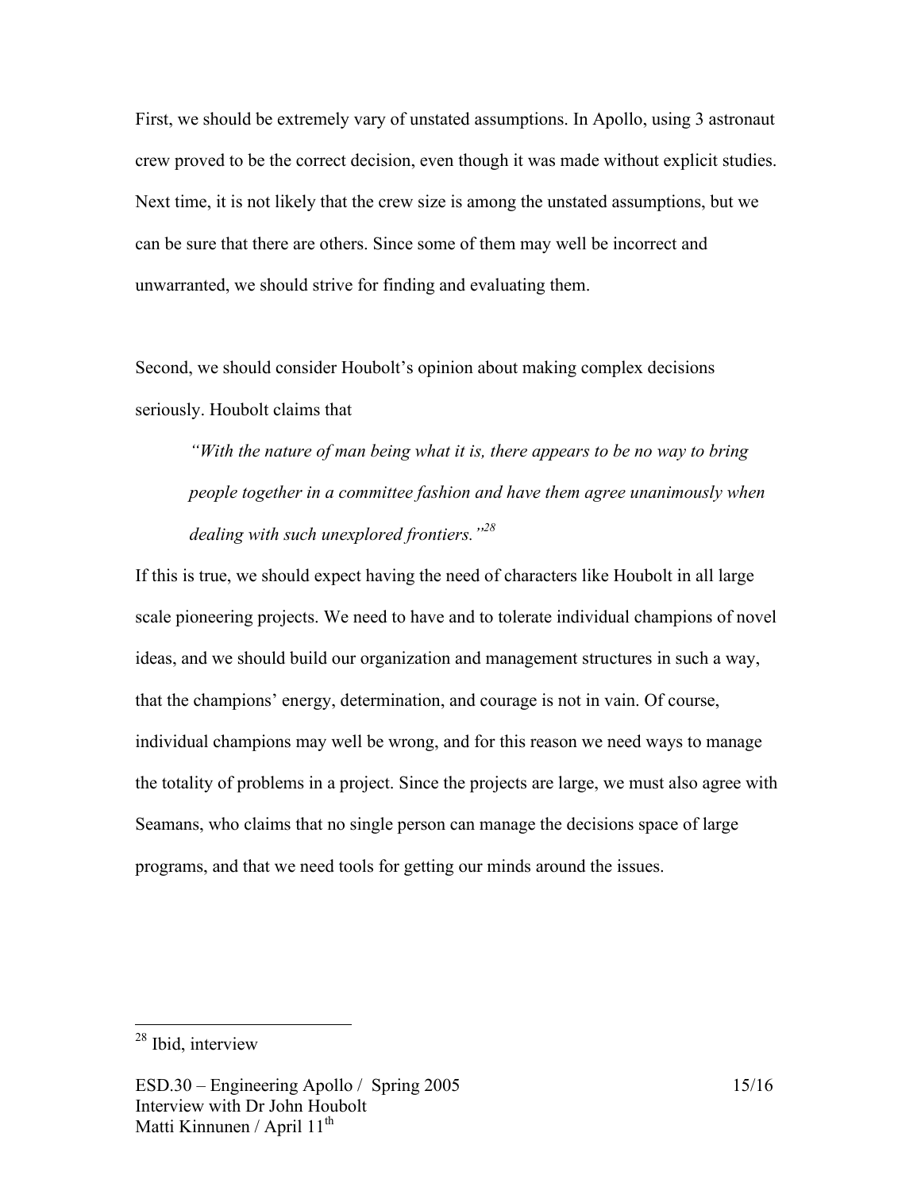First, we should be extremely vary of unstated assumptions. In Apollo, using 3 astronaut crew proved to be the correct decision, even though it was made without explicit studies. Next time, it is not likely that the crew size is among the unstated assumptions, but we can be sure that there are others. Since some of them may well be incorrect and unwarranted, we should strive for finding and evaluating them.

Second, we should consider Houbolt's opinion about making complex decisions seriously. Houbolt claims that

> *"With the nature of man being what it is, there appears to be no way to bring people together in a committee fashion and have them agree unanimously when dealing with such unexplored frontiers."*[28]

If this is true, we should expect having the need of characters like Houbolt in all large scale pioneering projects. We need to have and to tolerate individual champions of novel ideas, and we should build our organization and management structures in such a way, that the champions' energy, determination, and courage is not in vain. Of course, individual champions may well be wrong, and for this reason we need ways to manage the totality of problems in a project. Since the projects are large, we must also agree with Seamans, who claims that no single person can manage the decisions space of large programs, and that we need tools for getting our minds around the issues.

---

[28] Ibid, interview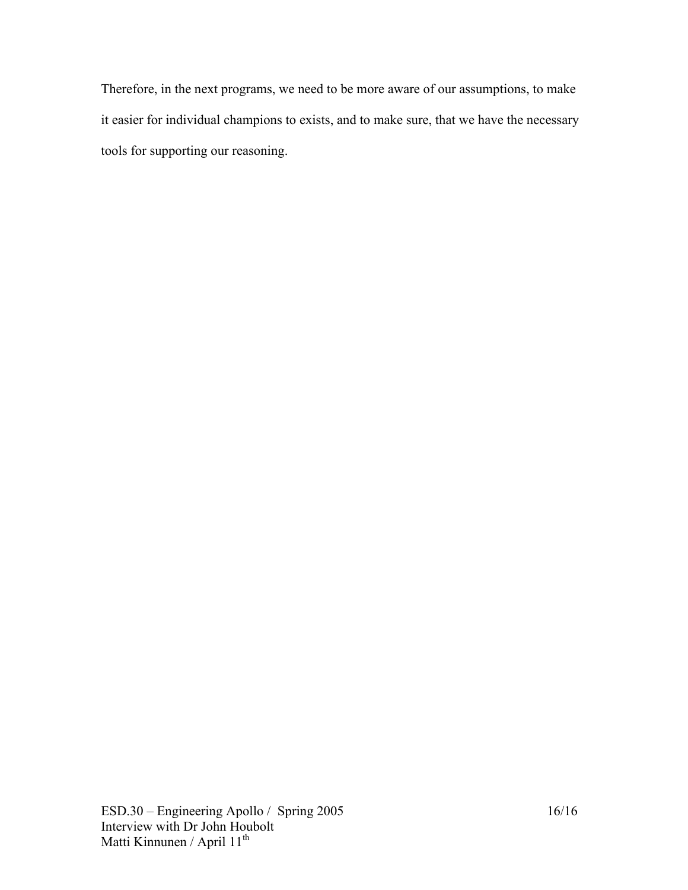Therefore, in the next programs, we need to be more aware of our assumptions, to make it easier for individual champions to exists, and to make sure, that we have the necessary tools for supporting our reasoning.